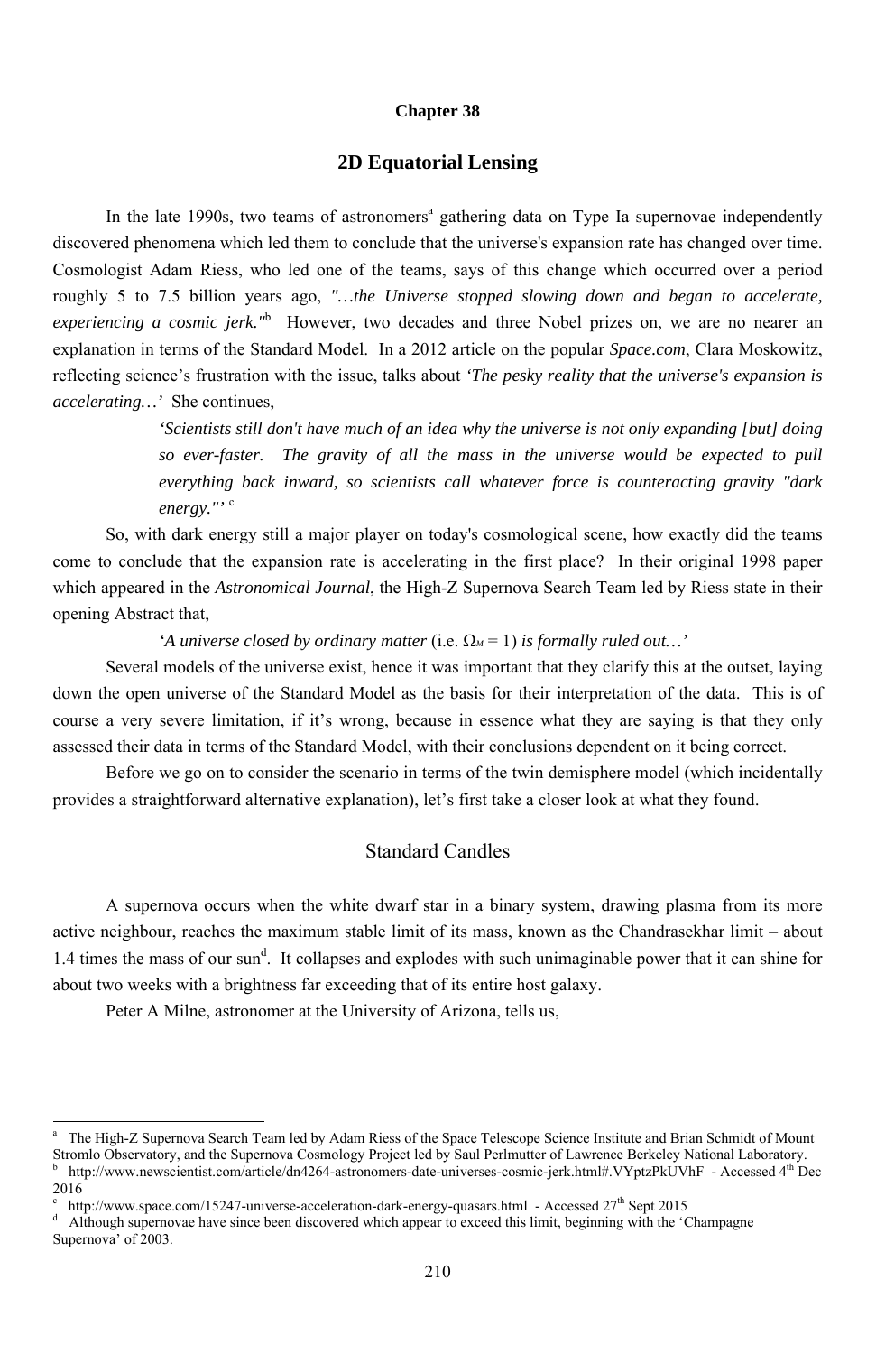**Chapter 38**

# 2D Equatorial Lensing

In the late 1990s, two teams of astronomers[a] gathering data on Type Ia supernovae independently discovered phenomena which led them to conclude that the universe's expansion rate has changed over time. Cosmologist Adam Riess, who led one of the teams, says of this change which occurred over a period roughly 5 to 7.5 billion years ago, *"…the Universe stopped slowing down and began to accelerate, experiencing a cosmic jerk."*[b] However, two decades and three Nobel prizes on, we are no nearer an explanation in terms of the Standard Model. In a 2012 article on the popular *Space.com*, Clara Moskowitz, reflecting science's frustration with the issue, talks about *'The pesky reality that the universe's expansion is accelerating…'* She continues,

> *'Scientists still don't have much of an idea why the universe is not only expanding [but] doing so ever-faster. The gravity of all the mass in the universe would be expected to pull everything back inward, so scientists call whatever force is counteracting gravity "dark energy."'* [c]

So, with dark energy still a major player on today's cosmological scene, how exactly did the teams come to conclude that the expansion rate is accelerating in the first place? In their original 1998 paper which appeared in the *Astronomical Journal*, the High-Z Supernova Search Team led by Riess state in their opening Abstract that,

> *'A universe closed by ordinary matter* (i.e. $\Omega_M = 1$) *is formally ruled out…'*

Several models of the universe exist, hence it was important that they clarify this at the outset, laying down the open universe of the Standard Model as the basis for their interpretation of the data. This is of course a very severe limitation, if it's wrong, because in essence what they are saying is that they only assessed their data in terms of the Standard Model, with their conclusions dependent on it being correct.

Before we go on to consider the scenario in terms of the twin demisphere model (which incidentally provides a straightforward alternative explanation), let's first take a closer look at what they found.

## Standard Candles

A supernova occurs when the white dwarf star in a binary system, drawing plasma from its more active neighbour, reaches the maximum stable limit of its mass, known as the Chandrasekhar limit – about 1.4 times the mass of our sun[d]. It collapses and explodes with such unimaginable power that it can shine for about two weeks with a brightness far exceeding that of its entire host galaxy.

Peter A Milne, astronomer at the University of Arizona, tells us,

---

[a] The High-Z Supernova Search Team led by Adam Riess of the Space Telescope Science Institute and Brian Schmidt of Mount Stromlo Observatory, and the Supernova Cosmology Project led by Saul Perlmutter of Lawrence Berkeley National Laboratory.

[b] http://www.newscientist.com/article/dn4264-astronomers-date-universes-cosmic-jerk.html#.VYptzPkUVhF - Accessed 4th Dec 2016

[c] http://www.space.com/15247-universe-acceleration-dark-energy-quasars.html - Accessed 27th Sept 2015

[d] Although supernovae have since been discovered which appear to exceed this limit, beginning with the 'Champagne Supernova' of 2003.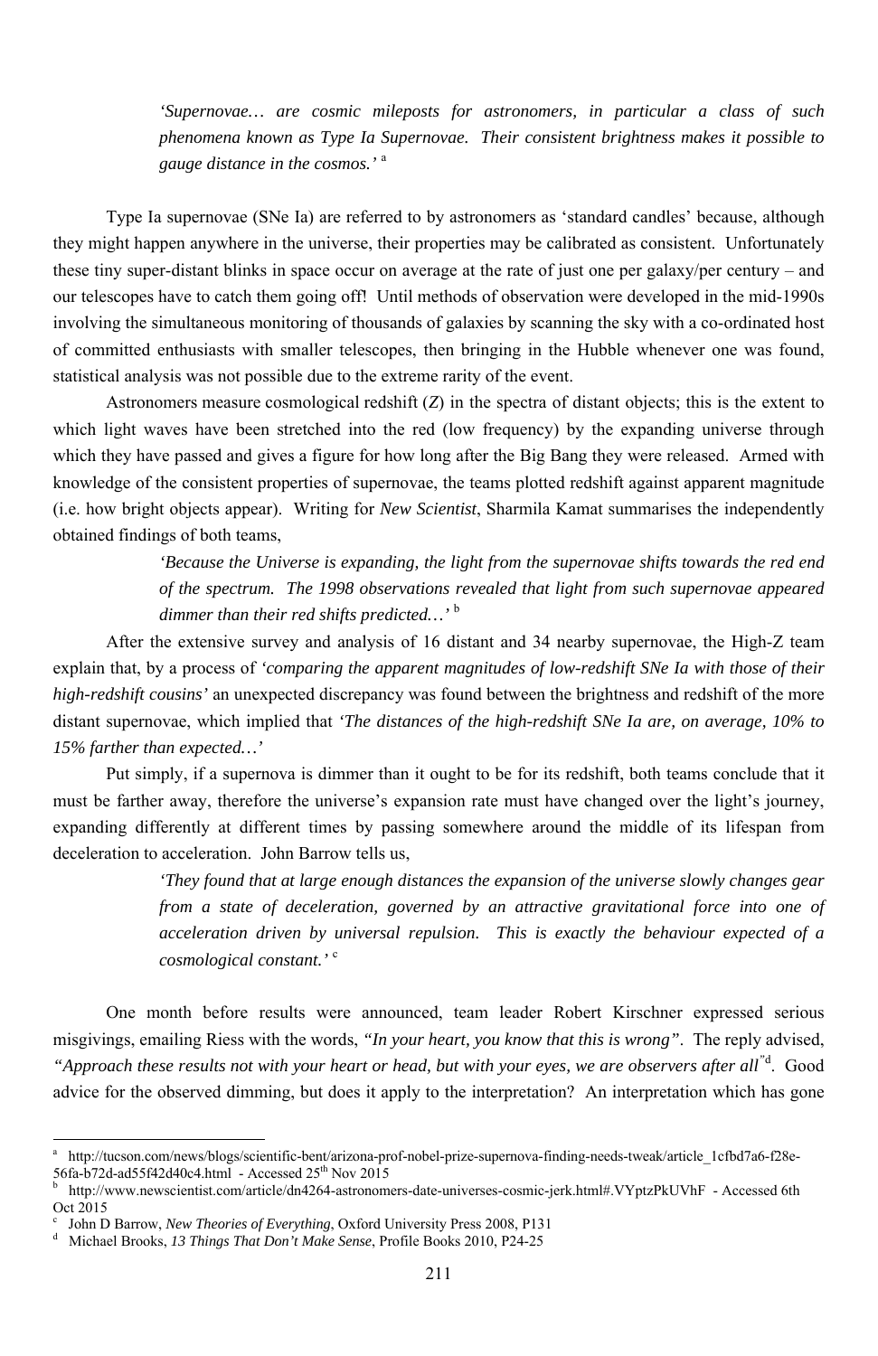> *'Supernovae… are cosmic mileposts for astronomers, in particular a class of such phenomena known as Type Ia Supernovae. Their consistent brightness makes it possible to gauge distance in the cosmos.'* [a]

Type Ia supernovae (SNe Ia) are referred to by astronomers as 'standard candles' because, although they might happen anywhere in the universe, their properties may be calibrated as consistent. Unfortunately these tiny super-distant blinks in space occur on average at the rate of just one per galaxy/per century – and our telescopes have to catch them going off! Until methods of observation were developed in the mid-1990s involving the simultaneous monitoring of thousands of galaxies by scanning the sky with a co-ordinated host of committed enthusiasts with smaller telescopes, then bringing in the Hubble whenever one was found, statistical analysis was not possible due to the extreme rarity of the event.

Astronomers measure cosmological redshift (*Z*) in the spectra of distant objects; this is the extent to which light waves have been stretched into the red (low frequency) by the expanding universe through which they have passed and gives a figure for how long after the Big Bang they were released. Armed with knowledge of the consistent properties of supernovae, the teams plotted redshift against apparent magnitude (i.e. how bright objects appear). Writing for *New Scientist*, Sharmila Kamat summarises the independently obtained findings of both teams,

> *'Because the Universe is expanding, the light from the supernovae shifts towards the red end of the spectrum. The 1998 observations revealed that light from such supernovae appeared dimmer than their red shifts predicted…'* [b]

After the extensive survey and analysis of 16 distant and 34 nearby supernovae, the High-Z team explain that, by a process of *'comparing the apparent magnitudes of low-redshift SNe Ia with those of their high-redshift cousins'* an unexpected discrepancy was found between the brightness and redshift of the more distant supernovae, which implied that *'The distances of the high-redshift SNe Ia are, on average, 10% to 15% farther than expected…'*

Put simply, if a supernova is dimmer than it ought to be for its redshift, both teams conclude that it must be farther away, therefore the universe's expansion rate must have changed over the light's journey, expanding differently at different times by passing somewhere around the middle of its lifespan from deceleration to acceleration. John Barrow tells us,

> *'They found that at large enough distances the expansion of the universe slowly changes gear from a state of deceleration, governed by an attractive gravitational force into one of acceleration driven by universal repulsion. This is exactly the behaviour expected of a cosmological constant.'* [c]

One month before results were announced, team leader Robert Kirschner expressed serious misgivings, emailing Riess with the words, *"In your heart, you know that this is wrong"*. The reply advised, *"Approach these results not with your heart or head, but with your eyes, we are observers after all"*[d]. Good advice for the observed dimming, but does it apply to the interpretation? An interpretation which has gone

---

[a] http://tucson.com/news/blogs/scientific-bent/arizona-prof-nobel-prize-supernova-finding-needs-tweak/article_1cfbd7a6-f28e-56fa-b72d-ad55f42d40c4.html - Accessed 25th Nov 2015

[b] http://www.newscientist.com/article/dn4264-astronomers-date-universes-cosmic-jerk.html#.VYptzPkUVhF - Accessed 6th Oct 2015

[c] John D Barrow, *New Theories of Everything*, Oxford University Press 2008, P131

[d] Michael Brooks, *13 Things That Don't Make Sense*, Profile Books 2010, P24-25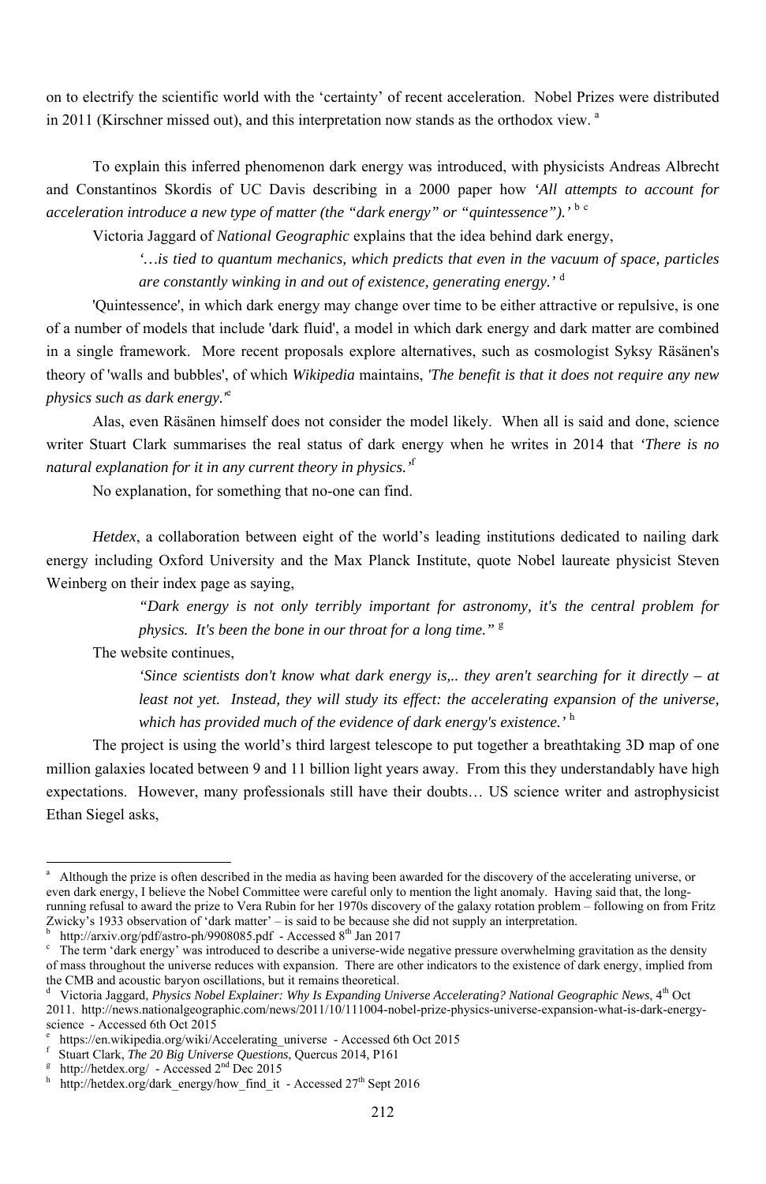on to electrify the scientific world with the 'certainty' of recent acceleration. Nobel Prizes were distributed in 2011 (Kirschner missed out), and this interpretation now stands as the orthodox view. [a]

To explain this inferred phenomenon dark energy was introduced, with physicists Andreas Albrecht and Constantinos Skordis of UC Davis describing in a 2000 paper how *'All attempts to account for acceleration introduce a new type of matter (the "dark energy" or "quintessence").'* [b] [c]

Victoria Jaggard of *National Geographic* explains that the idea behind dark energy,

> *'…is tied to quantum mechanics, which predicts that even in the vacuum of space, particles are constantly winking in and out of existence, generating energy.'* [d]

'Quintessence', in which dark energy may change over time to be either attractive or repulsive, is one of a number of models that include 'dark fluid', a model in which dark energy and dark matter are combined in a single framework. More recent proposals explore alternatives, such as cosmologist Syksy Räsänen's theory of 'walls and bubbles', of which *Wikipedia* maintains, *'The benefit is that it does not require any new physics such as dark energy.'* [e]

Alas, even Räsänen himself does not consider the model likely. When all is said and done, science writer Stuart Clark summarises the real status of dark energy when he writes in 2014 that *'There is no natural explanation for it in any current theory in physics.'* [f]

No explanation, for something that no-one can find.

*Hetdex*, a collaboration between eight of the world's leading institutions dedicated to nailing dark energy including Oxford University and the Max Planck Institute, quote Nobel laureate physicist Steven Weinberg on their index page as saying,

> *"Dark energy is not only terribly important for astronomy, it's the central problem for physics. It's been the bone in our throat for a long time."* [g]

The website continues,

> *'Since scientists don't know what dark energy is,.. they aren't searching for it directly – at least not yet. Instead, they will study its effect: the accelerating expansion of the universe, which has provided much of the evidence of dark energy's existence.'* [h]

The project is using the world's third largest telescope to put together a breathtaking 3D map of one million galaxies located between 9 and 11 billion light years away. From this they understandably have high expectations. However, many professionals still have their doubts… US science writer and astrophysicist Ethan Siegel asks,

---

[a] Although the prize is often described in the media as having been awarded for the discovery of the accelerating universe, or even dark energy, I believe the Nobel Committee were careful only to mention the light anomaly. Having said that, the long-running refusal to award the prize to Vera Rubin for her 1970s discovery of the galaxy rotation problem – following on from Fritz Zwicky's 1933 observation of 'dark matter' – is said to be because she did not supply an interpretation.

[b] http://arxiv.org/pdf/astro-ph/9908085.pdf - Accessed 8th Jan 2017

[c] The term 'dark energy' was introduced to describe a universe-wide negative pressure overwhelming gravitation as the density of mass throughout the universe reduces with expansion. There are other indicators to the existence of dark energy, implied from the CMB and acoustic baryon oscillations, but it remains theoretical.

[d] Victoria Jaggard, *Physics Nobel Explainer: Why Is Expanding Universe Accelerating? National Geographic News*, 4th Oct 2011. http://news.nationalgeographic.com/news/2011/10/111004-nobel-prize-physics-universe-expansion-what-is-dark-energy-science - Accessed 6th Oct 2015

[e] https://en.wikipedia.org/wiki/Accelerating_universe - Accessed 6th Oct 2015

[f] Stuart Clark, *The 20 Big Universe Questions*, Quercus 2014, P161

[g] http://hetdex.org/ - Accessed 2nd Dec 2015

[h] http://hetdex.org/dark_energy/how_find_it - Accessed 27th Sept 2016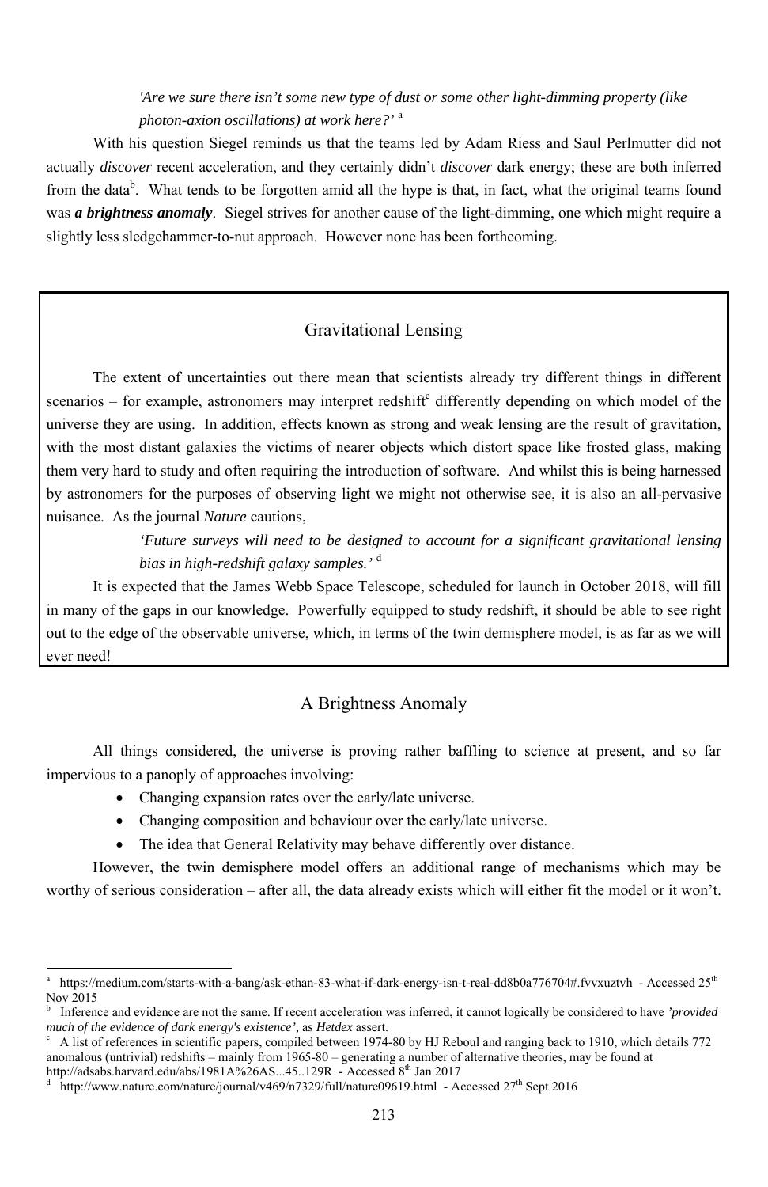> *'Are we sure there isn't some new type of dust or some other light-dimming property (like photon-axion oscillations) at work here?'* [a]

With his question Siegel reminds us that the teams led by Adam Riess and Saul Perlmutter did not actually *discover* recent acceleration, and they certainly didn't *discover* dark energy; these are both inferred from the data[b]. What tends to be forgotten amid all the hype is that, in fact, what the original teams found was ***a brightness anomaly***. Siegel strives for another cause of the light-dimming, one which might require a slightly less sledgehammer-to-nut approach. However none has been forthcoming.

## Gravitational Lensing

The extent of uncertainties out there mean that scientists already try different things in different scenarios – for example, astronomers may interpret redshift[c] differently depending on which model of the universe they are using. In addition, effects known as strong and weak lensing are the result of gravitation, with the most distant galaxies the victims of nearer objects which distort space like frosted glass, making them very hard to study and often requiring the introduction of software. And whilst this is being harnessed by astronomers for the purposes of observing light we might not otherwise see, it is also an all-pervasive nuisance. As the journal *Nature* cautions,

> *'Future surveys will need to be designed to account for a significant gravitational lensing bias in high-redshift galaxy samples.'* [d]

It is expected that the James Webb Space Telescope, scheduled for launch in October 2018, will fill in many of the gaps in our knowledge. Powerfully equipped to study redshift, it should be able to see right out to the edge of the observable universe, which, in terms of the twin demisphere model, is as far as we will ever need!

## A Brightness Anomaly

All things considered, the universe is proving rather baffling to science at present, and so far impervious to a panoply of approaches involving:

- Changing expansion rates over the early/late universe.
- Changing composition and behaviour over the early/late universe.
- The idea that General Relativity may behave differently over distance.

However, the twin demisphere model offers an additional range of mechanisms which may be worthy of serious consideration – after all, the data already exists which will either fit the model or it won't.

---

[a] https://medium.com/starts-with-a-bang/ask-ethan-83-what-if-dark-energy-isn-t-real-dd8b0a776704#.fvvxuztvh - Accessed 25th Nov 2015

[b] Inference and evidence are not the same. If recent acceleration was inferred, it cannot logically be considered to have *'provided much of the evidence of dark energy's existence'*, as *Hetdex* assert.

[c] A list of references in scientific papers, compiled between 1974-80 by HJ Reboul and ranging back to 1910, which details 772 anomalous (untrivial) redshifts – mainly from 1965-80 – generating a number of alternative theories, may be found at http://adsabs.harvard.edu/abs/1981A%26AS...45..129R - Accessed 8th Jan 2017

[d] http://www.nature.com/nature/journal/v469/n7329/full/nature09619.html - Accessed 27th Sept 2016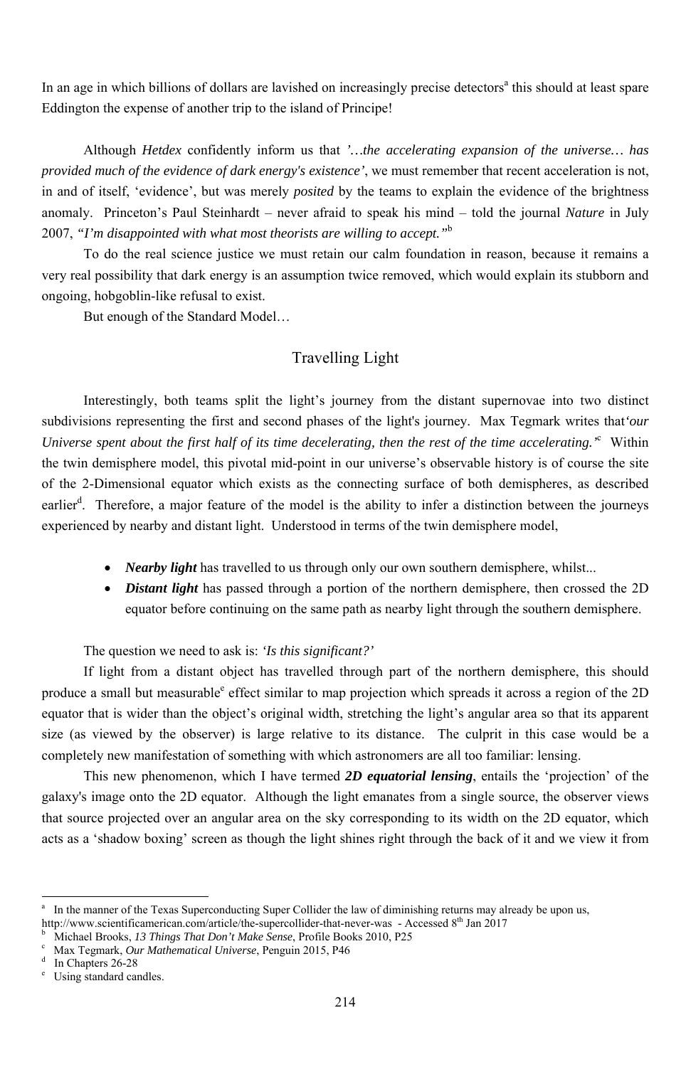In an age in which billions of dollars are lavished on increasingly precise detectors[a] this should at least spare Eddington the expense of another trip to the island of Principe!

Although *Hetdex* confidently inform us that *'…the accelerating expansion of the universe… has provided much of the evidence of dark energy's existence'*, we must remember that recent acceleration is not, in and of itself, 'evidence', but was merely *posited* by the teams to explain the evidence of the brightness anomaly. Princeton's Paul Steinhardt – never afraid to speak his mind – told the journal *Nature* in July 2007, *"I'm disappointed with what most theorists are willing to accept."*[b]

To do the real science justice we must retain our calm foundation in reason, because it remains a very real possibility that dark energy is an assumption twice removed, which would explain its stubborn and ongoing, hobgoblin-like refusal to exist.

But enough of the Standard Model…

## Travelling Light

Interestingly, both teams split the light's journey from the distant supernovae into two distinct subdivisions representing the first and second phases of the light's journey. Max Tegmark writes that*'our Universe spent about the first half of its time decelerating, then the rest of the time accelerating.'*[c] Within the twin demisphere model, this pivotal mid-point in our universe's observable history is of course the site of the 2-Dimensional equator which exists as the connecting surface of both demispheres, as described earlier[d]. Therefore, a major feature of the model is the ability to infer a distinction between the journeys experienced by nearby and distant light. Understood in terms of the twin demisphere model,

- ***Nearby light*** has travelled to us through only our own southern demisphere, whilst...
- ***Distant light*** has passed through a portion of the northern demisphere, then crossed the 2D equator before continuing on the same path as nearby light through the southern demisphere.

The question we need to ask is: *'Is this significant?'*

If light from a distant object has travelled through part of the northern demisphere, this should produce a small but measurable[e] effect similar to map projection which spreads it across a region of the 2D equator that is wider than the object's original width, stretching the light's angular area so that its apparent size (as viewed by the observer) is large relative to its distance. The culprit in this case would be a completely new manifestation of something with which astronomers are all too familiar: lensing.

This new phenomenon, which I have termed ***2D equatorial lensing***, entails the 'projection' of the galaxy's image onto the 2D equator. Although the light emanates from a single source, the observer views that source projected over an angular area on the sky corresponding to its width on the 2D equator, which acts as a 'shadow boxing' screen as though the light shines right through the back of it and we view it from

---

[a] In the manner of the Texas Superconducting Super Collider the law of diminishing returns may already be upon us, http://www.scientificamerican.com/article/the-supercollider-that-never-was - Accessed 8th Jan 2017

[b] Michael Brooks, *13 Things That Don't Make Sense*, Profile Books 2010, P25

[c] Max Tegmark, *Our Mathematical Universe*, Penguin 2015, P46

[d] In Chapters 26-28

[e] Using standard candles.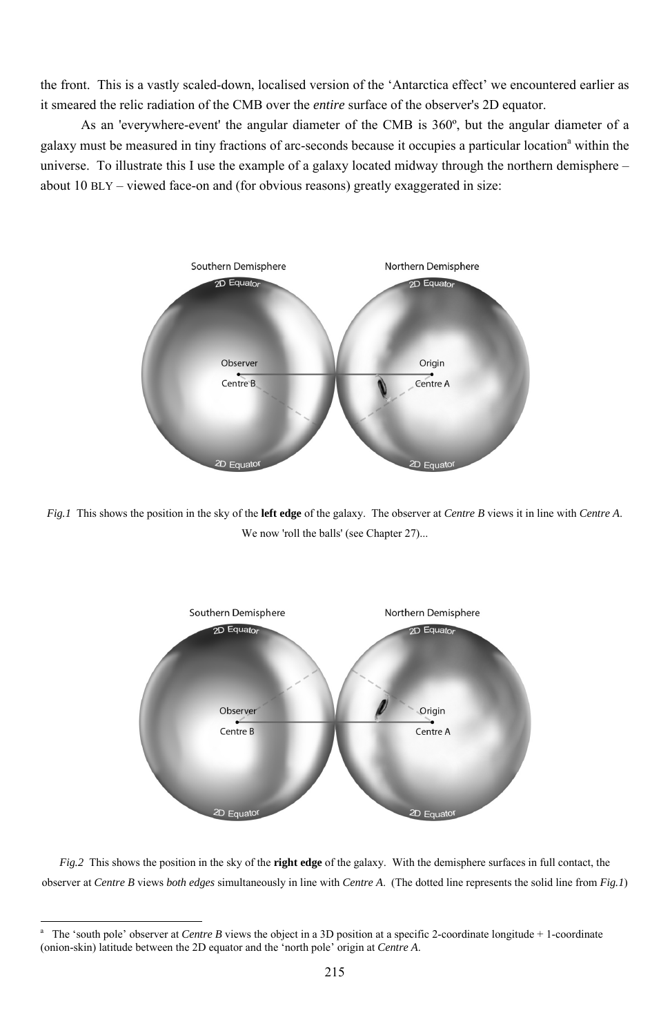the front. This is a vastly scaled-down, localised version of the 'Antarctica effect' we encountered earlier as it smeared the relic radiation of the CMB over the *entire* surface of the observer's 2D equator.

As an 'everywhere-event' the angular diameter of the CMB is 360º, but the angular diameter of a galaxy must be measured in tiny fractions of arc-seconds because it occupies a particular location[a] within the universe. To illustrate this I use the example of a galaxy located midway through the northern demisphere – about 10 BLY – viewed face-on and (for obvious reasons) greatly exaggerated in size:

*Fig.1* This shows the position in the sky of the **left edge** of the galaxy. The observer at *Centre B* views it in line with *Centre A*. We now 'roll the balls' (see Chapter 27)...

*Fig.2* This shows the position in the sky of the **right edge** of the galaxy. With the demisphere surfaces in full contact, the observer at *Centre B* views *both edges* simultaneously in line with *Centre A*. (The dotted line represents the solid line from *Fig.1*)

[a] The 'south pole' observer at *Centre B* views the object in a 3D position at a specific 2-coordinate longitude + 1-coordinate (onion-skin) latitude between the 2D equator and the 'north pole' origin at *Centre A*.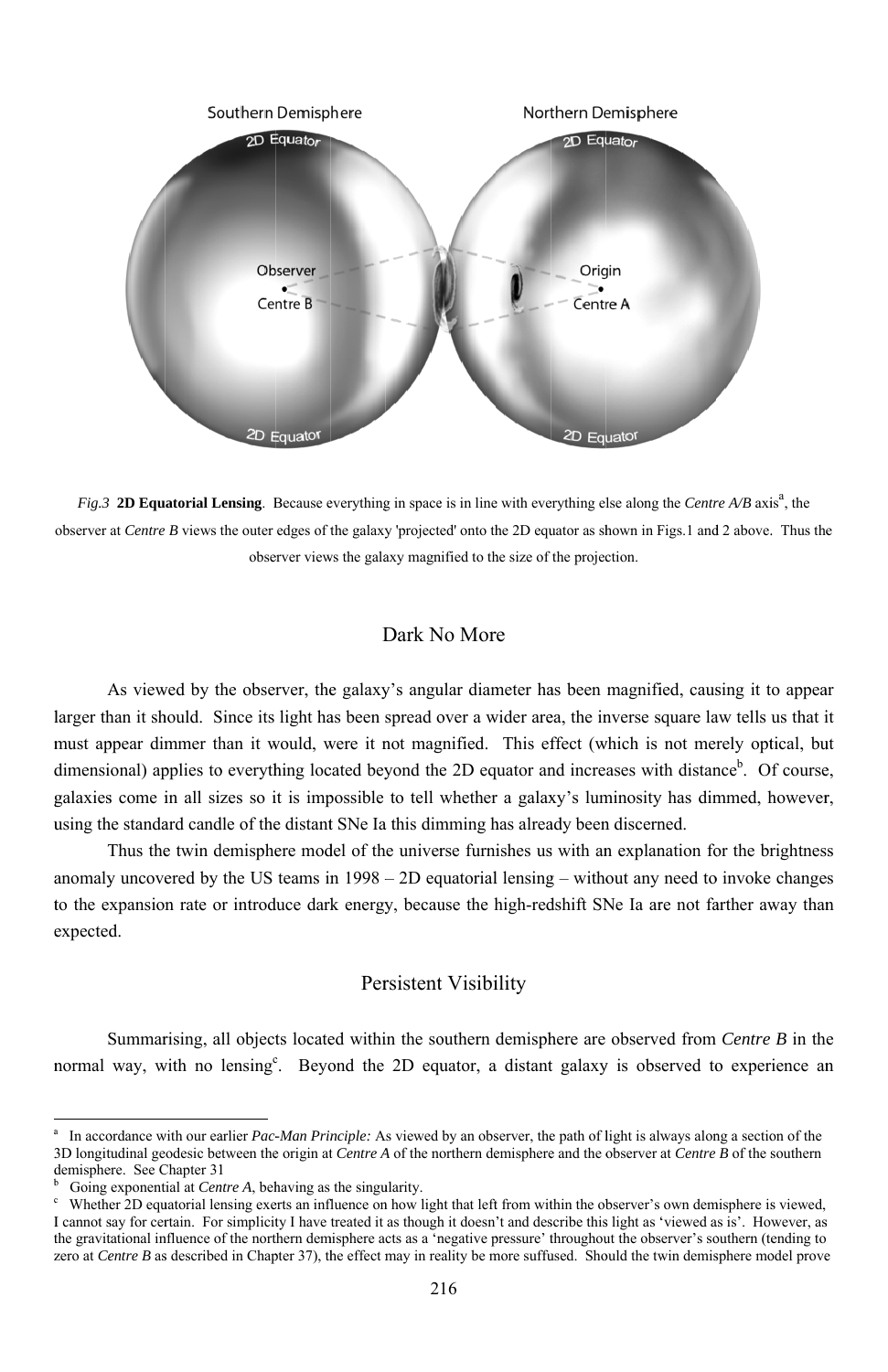*Fig.3* **2D Equatorial Lensing**. Because everything in space is in line with everything else along the *Centre A/B* axis[a], the observer at *Centre B* views the outer edges of the galaxy 'projected' onto the 2D equator as shown in Figs.1 and 2 above. Thus the observer views the galaxy magnified to the size of the projection.

## Dark No More

As viewed by the observer, the galaxy's angular diameter has been magnified, causing it to appear larger than it should. Since its light has been spread over a wider area, the inverse square law tells us that it must appear dimmer than it would, were it not magnified. This effect (which is not merely optical, but dimensional) applies to everything located beyond the 2D equator and increases with distance[b]. Of course, galaxies come in all sizes so it is impossible to tell whether a galaxy's luminosity has dimmed, however, using the standard candle of the distant SNe Ia this dimming has already been discerned.

Thus the twin demisphere model of the universe furnishes us with an explanation for the brightness anomaly uncovered by the US teams in 1998 – 2D equatorial lensing – without any need to invoke changes to the expansion rate or introduce dark energy, because the high-redshift SNe Ia are not farther away than expected.

## Persistent Visibility

Summarising, all objects located within the southern demisphere are observed from *Centre B* in the normal way, with no lensing[c]. Beyond the 2D equator, a distant galaxy is observed to experience an

---

[a] In accordance with our earlier *Pac-Man Principle:* As viewed by an observer, the path of light is always along a section of the 3D longitudinal geodesic between the origin at *Centre A* of the northern demisphere and the observer at *Centre B* of the southern demisphere. See Chapter 31

[b] Going exponential at *Centre A*, behaving as the singularity.

[c] Whether 2D equatorial lensing exerts an influence on how light that left from within the observer's own demisphere is viewed, I cannot say for certain. For simplicity I have treated it as though it doesn't and describe this light as 'viewed as is'. However, as the gravitational influence of the northern demisphere acts as a 'negative pressure' throughout the observer's southern (tending to zero at *Centre B* as described in Chapter 37), the effect may in reality be more suffused. Should the twin demisphere model prove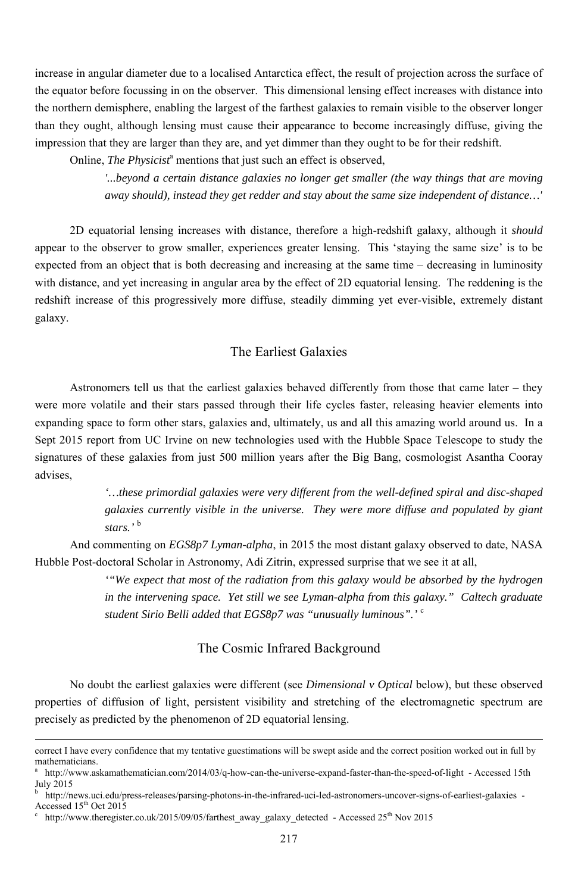increase in angular diameter due to a localised Antarctica effect, the result of projection across the surface of the equator before focussing in on the observer. This dimensional lensing effect increases with distance into the northern demisphere, enabling the largest of the farthest galaxies to remain visible to the observer longer than they ought, although lensing must cause their appearance to become increasingly diffuse, giving the impression that they are larger than they are, and yet dimmer than they ought to be for their redshift.

Online, *The Physicist*[a] mentions that just such an effect is observed,

> *'...beyond a certain distance galaxies no longer get smaller (the way things that are moving away should), instead they get redder and stay about the same size independent of distance…'*

2D equatorial lensing increases with distance, therefore a high-redshift galaxy, although it *should* appear to the observer to grow smaller, experiences greater lensing. This 'staying the same size' is to be expected from an object that is both decreasing and increasing at the same time – decreasing in luminosity with distance, and yet increasing in angular area by the effect of 2D equatorial lensing. The reddening is the redshift increase of this progressively more diffuse, steadily dimming yet ever-visible, extremely distant galaxy.

## The Earliest Galaxies

Astronomers tell us that the earliest galaxies behaved differently from those that came later – they were more volatile and their stars passed through their life cycles faster, releasing heavier elements into expanding space to form other stars, galaxies and, ultimately, us and all this amazing world around us. In a Sept 2015 report from UC Irvine on new technologies used with the Hubble Space Telescope to study the signatures of these galaxies from just 500 million years after the Big Bang, cosmologist Asantha Cooray advises,

> *'…these primordial galaxies were very different from the well-defined spiral and disc-shaped galaxies currently visible in the universe. They were more diffuse and populated by giant stars.'* [b]

And commenting on *EGS8p7 Lyman-alpha*, in 2015 the most distant galaxy observed to date, NASA Hubble Post-doctoral Scholar in Astronomy, Adi Zitrin, expressed surprise that we see it at all,

> *'"We expect that most of the radiation from this galaxy would be absorbed by the hydrogen in the intervening space. Yet still we see Lyman-alpha from this galaxy." Caltech graduate student Sirio Belli added that EGS8p7 was "unusually luminous".'* [c]

## The Cosmic Infrared Background

No doubt the earliest galaxies were different (see *Dimensional v Optical* below), but these observed properties of diffusion of light, persistent visibility and stretching of the electromagnetic spectrum are precisely as predicted by the phenomenon of 2D equatorial lensing.

---

correct I have every confidence that my tentative guestimations will be swept aside and the correct position worked out in full by mathematicians.

[a] http://www.askamathematician.com/2014/03/q-how-can-the-universe-expand-faster-than-the-speed-of-light - Accessed 15th July 2015

[b] http://news.uci.edu/press-releases/parsing-photons-in-the-infrared-uci-led-astronomers-uncover-signs-of-earliest-galaxies - Accessed 15th Oct 2015

[c] http://www.theregister.co.uk/2015/09/05/farthest_away_galaxy_detected - Accessed 25th Nov 2015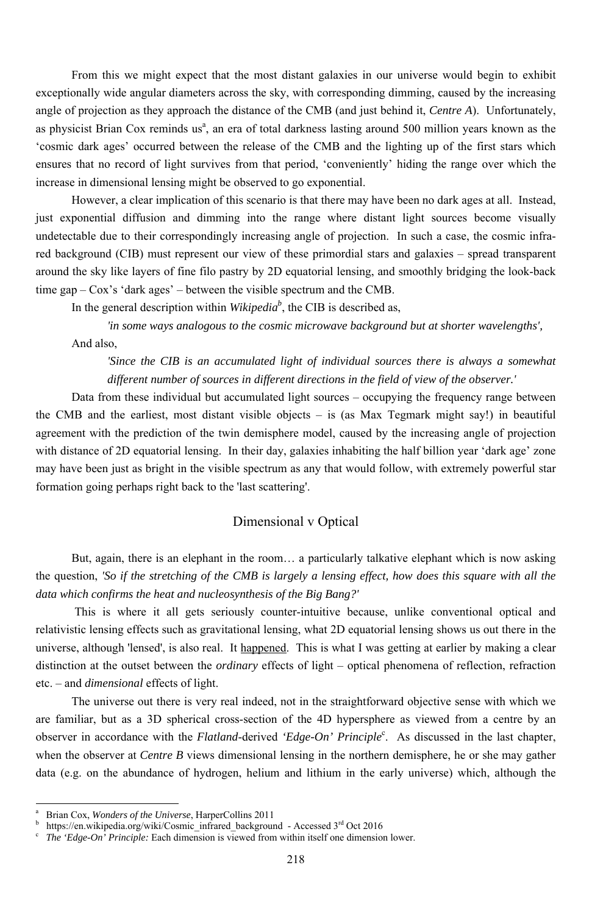From this we might expect that the most distant galaxies in our universe would begin to exhibit exceptionally wide angular diameters across the sky, with corresponding dimming, caused by the increasing angle of projection as they approach the distance of the CMB (and just behind it, *Centre A*). Unfortunately, as physicist Brian Cox reminds us[a], an era of total darkness lasting around 500 million years known as the 'cosmic dark ages' occurred between the release of the CMB and the lighting up of the first stars which ensures that no record of light survives from that period, 'conveniently' hiding the range over which the increase in dimensional lensing might be observed to go exponential.

However, a clear implication of this scenario is that there may have been no dark ages at all. Instead, just exponential diffusion and dimming into the range where distant light sources become visually undetectable due to their correspondingly increasing angle of projection. In such a case, the cosmic infra-red background (CIB) must represent our view of these primordial stars and galaxies – spread transparent around the sky like layers of fine filo pastry by 2D equatorial lensing, and smoothly bridging the look-back time gap – Cox's 'dark ages' – between the visible spectrum and the CMB.

In the general description within *Wikipedia*[b], the CIB is described as,

> *'in some ways analogous to the cosmic microwave background but at shorter wavelengths',*

And also,

> *'Since the CIB is an accumulated light of individual sources there is always a somewhat different number of sources in different directions in the field of view of the observer.'*

Data from these individual but accumulated light sources – occupying the frequency range between the CMB and the earliest, most distant visible objects – is (as Max Tegmark might say!) in beautiful agreement with the prediction of the twin demisphere model, caused by the increasing angle of projection with distance of 2D equatorial lensing. In their day, galaxies inhabiting the half billion year 'dark age' zone may have been just as bright in the visible spectrum as any that would follow, with extremely powerful star formation going perhaps right back to the 'last scattering'.

## Dimensional v Optical

But, again, there is an elephant in the room… a particularly talkative elephant which is now asking the question, *'So if the stretching of the CMB is largely a lensing effect, how does this square with all the data which confirms the heat and nucleosynthesis of the Big Bang?'*

This is where it all gets seriously counter-intuitive because, unlike conventional optical and relativistic lensing effects such as gravitational lensing, what 2D equatorial lensing shows us out there in the universe, although 'lensed', is also real. It happened. This is what I was getting at earlier by making a clear distinction at the outset between the *ordinary* effects of light – optical phenomena of reflection, refraction etc. – and *dimensional* effects of light.

The universe out there is very real indeed, not in the straightforward objective sense with which we are familiar, but as a 3D spherical cross-section of the 4D hypersphere as viewed from a centre by an observer in accordance with the *Flatland*-derived *'Edge-On' Principle*[c]. As discussed in the last chapter, when the observer at *Centre B* views dimensional lensing in the northern demisphere, he or she may gather data (e.g. on the abundance of hydrogen, helium and lithium in the early universe) which, although the

---

[a] Brian Cox, *Wonders of the Universe*, HarperCollins 2011

[b] https://en.wikipedia.org/wiki/Cosmic_infrared_background - Accessed 3rd Oct 2016

[c] *The 'Edge-On' Principle:* Each dimension is viewed from within itself one dimension lower.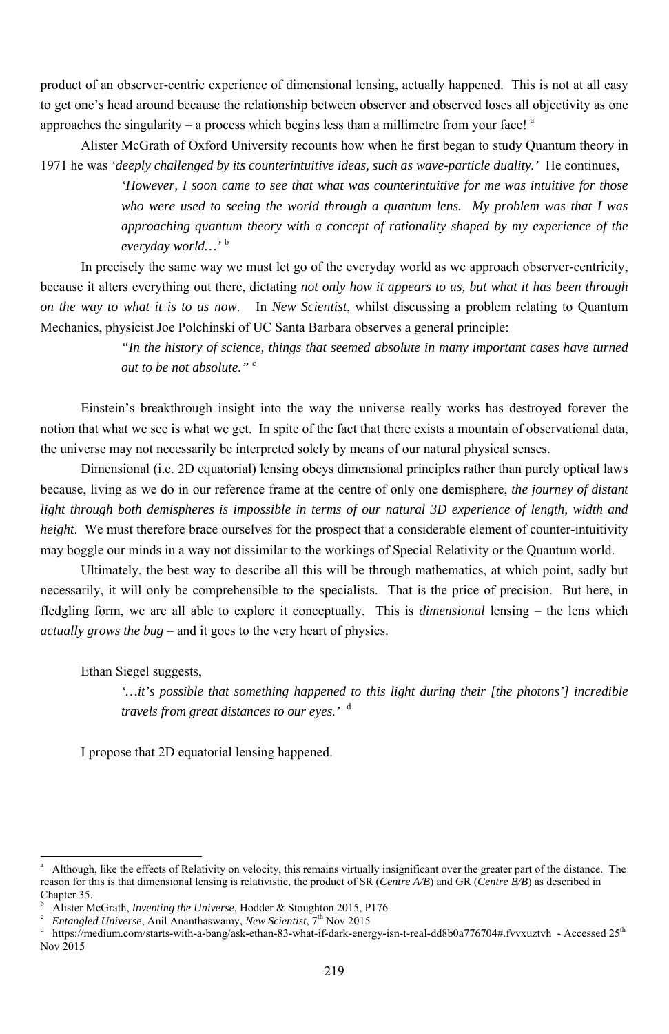product of an observer-centric experience of dimensional lensing, actually happened. This is not at all easy to get one's head around because the relationship between observer and observed loses all objectivity as one approaches the singularity – a process which begins less than a millimetre from your face! [a]

Alister McGrath of Oxford University recounts how when he first began to study Quantum theory in 1971 he was *'deeply challenged by its counterintuitive ideas, such as wave-particle duality.'* He continues,

> *'However, I soon came to see that what was counterintuitive for me was intuitive for those who were used to seeing the world through a quantum lens. My problem was that I was approaching quantum theory with a concept of rationality shaped by my experience of the everyday world…'* [b]

In precisely the same way we must let go of the everyday world as we approach observer-centricity, because it alters everything out there, dictating *not only how it appears to us, but what it has been through on the way to what it is to us now*. In *New Scientist*, whilst discussing a problem relating to Quantum Mechanics, physicist Joe Polchinski of UC Santa Barbara observes a general principle:

> *"In the history of science, things that seemed absolute in many important cases have turned out to be not absolute."* [c]

Einstein's breakthrough insight into the way the universe really works has destroyed forever the notion that what we see is what we get. In spite of the fact that there exists a mountain of observational data, the universe may not necessarily be interpreted solely by means of our natural physical senses.

Dimensional (i.e. 2D equatorial) lensing obeys dimensional principles rather than purely optical laws because, living as we do in our reference frame at the centre of only one demisphere, *the journey of distant light through both demispheres is impossible in terms of our natural 3D experience of length, width and height*. We must therefore brace ourselves for the prospect that a considerable element of counter-intuitivity may boggle our minds in a way not dissimilar to the workings of Special Relativity or the Quantum world.

Ultimately, the best way to describe all this will be through mathematics, at which point, sadly but necessarily, it will only be comprehensible to the specialists. That is the price of precision. But here, in fledgling form, we are all able to explore it conceptually. This is *dimensional* lensing – the lens which *actually grows the bug* – and it goes to the very heart of physics.

Ethan Siegel suggests,

> *'…it's possible that something happened to this light during their [the photons'] incredible travels from great distances to our eyes.'* [d]

I propose that 2D equatorial lensing happened.

---

[a] Although, like the effects of Relativity on velocity, this remains virtually insignificant over the greater part of the distance. The reason for this is that dimensional lensing is relativistic, the product of SR (*Centre A/B*) and GR (*Centre B/B*) as described in Chapter 35.

[b] Alister McGrath, *Inventing the Universe*, Hodder & Stoughton 2015, P176

[c] *Entangled Universe*, Anil Ananthaswamy, *New Scientist*, 7th Nov 2015

[d] https://medium.com/starts-with-a-bang/ask-ethan-83-what-if-dark-energy-isn-t-real-dd8b0a776704#.fvvxuztvh - Accessed 25th Nov 2015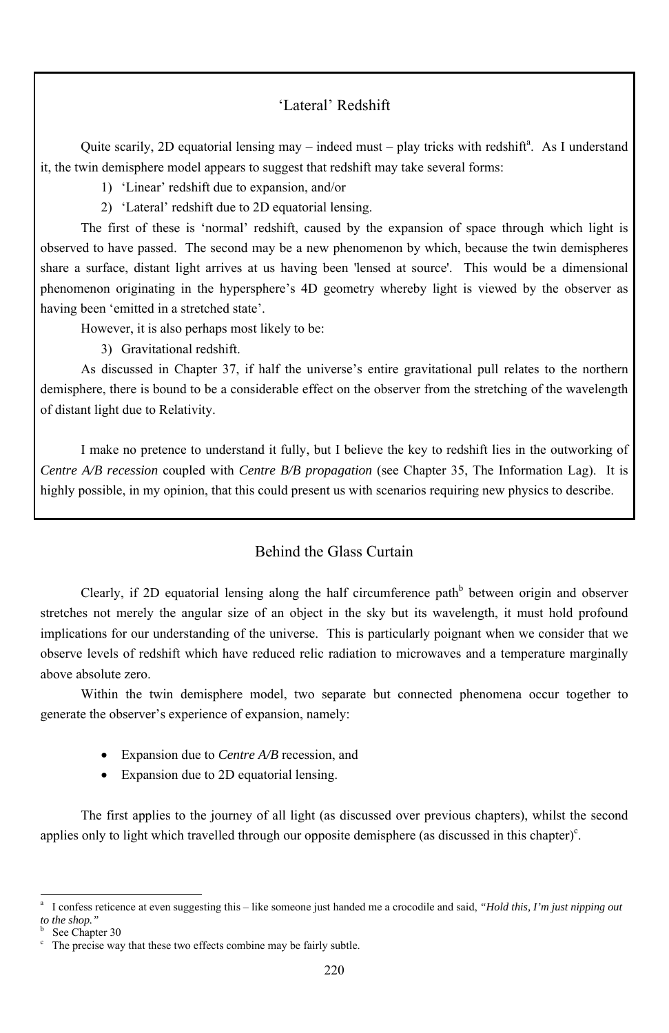## 'Lateral' Redshift

Quite scarily, 2D equatorial lensing may – indeed must – play tricks with redshift[a]. As I understand it, the twin demisphere model appears to suggest that redshift may take several forms:

1) 'Linear' redshift due to expansion, and/or
2) 'Lateral' redshift due to 2D equatorial lensing.

The first of these is 'normal' redshift, caused by the expansion of space through which light is observed to have passed. The second may be a new phenomenon by which, because the twin demispheres share a surface, distant light arrives at us having been 'lensed at source'. This would be a dimensional phenomenon originating in the hypersphere's 4D geometry whereby light is viewed by the observer as having been 'emitted in a stretched state'.

However, it is also perhaps most likely to be:

3) Gravitational redshift.

As discussed in Chapter 37, if half the universe's entire gravitational pull relates to the northern demisphere, there is bound to be a considerable effect on the observer from the stretching of the wavelength of distant light due to Relativity.

I make no pretence to understand it fully, but I believe the key to redshift lies in the outworking of *Centre A/B recession* coupled with *Centre B/B propagation* (see Chapter 35, The Information Lag). It is highly possible, in my opinion, that this could present us with scenarios requiring new physics to describe.

## Behind the Glass Curtain

Clearly, if 2D equatorial lensing along the half circumference path[b] between origin and observer stretches not merely the angular size of an object in the sky but its wavelength, it must hold profound implications for our understanding of the universe. This is particularly poignant when we consider that we observe levels of redshift which have reduced relic radiation to microwaves and a temperature marginally above absolute zero.

Within the twin demisphere model, two separate but connected phenomena occur together to generate the observer's experience of expansion, namely:

- Expansion due to *Centre A/B* recession, and
- Expansion due to 2D equatorial lensing.

The first applies to the journey of all light (as discussed over previous chapters), whilst the second applies only to light which travelled through our opposite demisphere (as discussed in this chapter)[c].

---

[a] I confess reticence at even suggesting this – like someone just handed me a crocodile and said, *"Hold this, I'm just nipping out to the shop."*

[b] See Chapter 30

[c] The precise way that these two effects combine may be fairly subtle.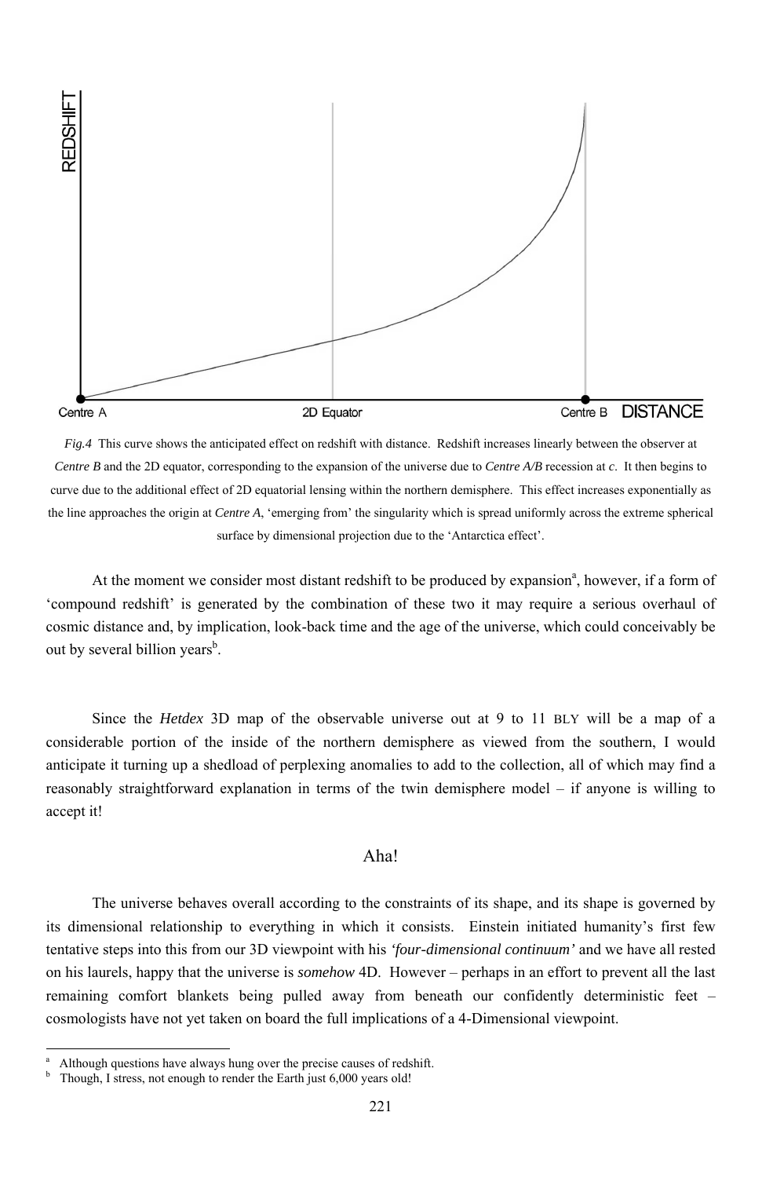*Fig.4* This curve shows the anticipated effect on redshift with distance. Redshift increases linearly between the observer at *Centre B* and the 2D equator, corresponding to the expansion of the universe due to *Centre A/B* recession at *c*. It then begins to curve due to the additional effect of 2D equatorial lensing within the northern demisphere. This effect increases exponentially as the line approaches the origin at *Centre A*, 'emerging from' the singularity which is spread uniformly across the extreme spherical surface by dimensional projection due to the 'Antarctica effect'.

At the moment we consider most distant redshift to be produced by expansion[a], however, if a form of 'compound redshift' is generated by the combination of these two it may require a serious overhaul of cosmic distance and, by implication, look-back time and the age of the universe, which could conceivably be out by several billion years[b].

Since the *Hetdex* 3D map of the observable universe out at 9 to 11 BLY will be a map of a considerable portion of the inside of the northern demisphere as viewed from the southern, I would anticipate it turning up a shedload of perplexing anomalies to add to the collection, all of which may find a reasonably straightforward explanation in terms of the twin demisphere model – if anyone is willing to accept it!

## Aha!

The universe behaves overall according to the constraints of its shape, and its shape is governed by its dimensional relationship to everything in which it consists. Einstein initiated humanity's first few tentative steps into this from our 3D viewpoint with his *'four-dimensional continuum'* and we have all rested on his laurels, happy that the universe is *somehow* 4D. However – perhaps in an effort to prevent all the last remaining comfort blankets being pulled away from beneath our confidently deterministic feet – cosmologists have not yet taken on board the full implications of a 4-Dimensional viewpoint.

---

[a] Although questions have always hung over the precise causes of redshift.

[b] Though, I stress, not enough to render the Earth just 6,000 years old!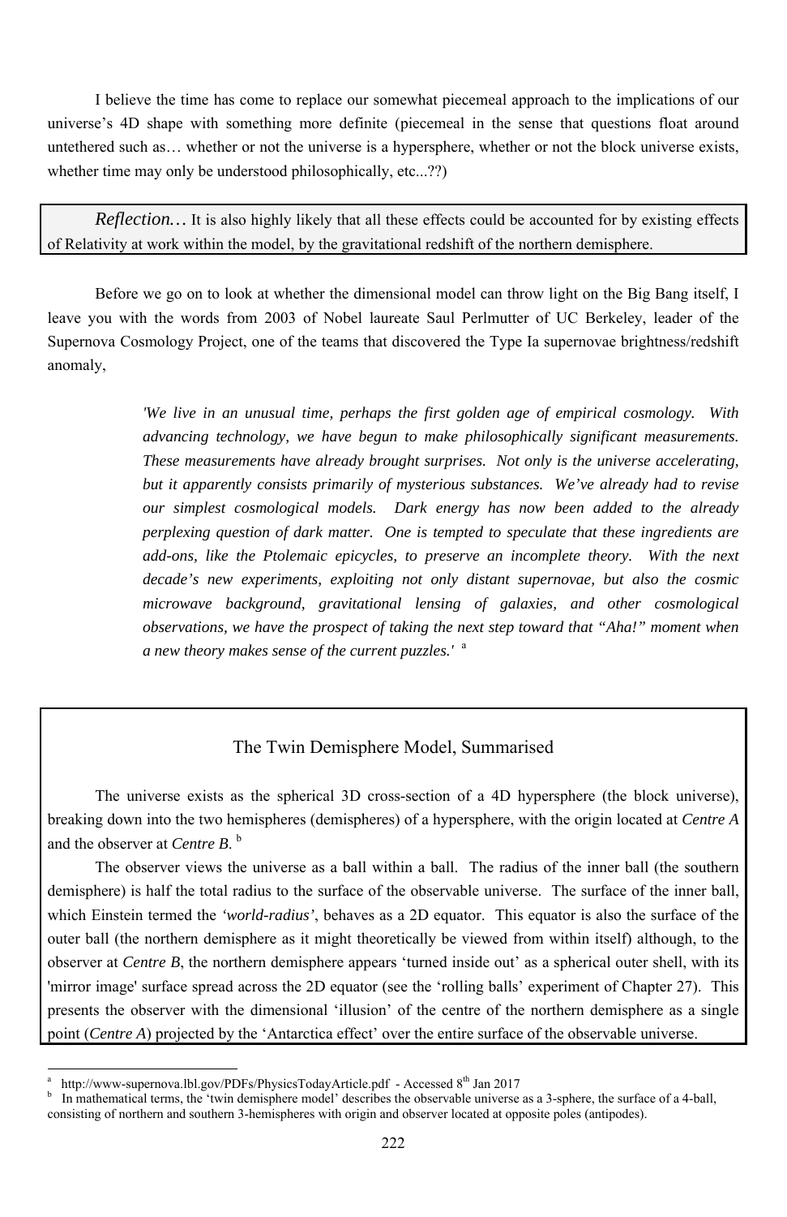I believe the time has come to replace our somewhat piecemeal approach to the implications of our universe's 4D shape with something more definite (piecemeal in the sense that questions float around untethered such as… whether or not the universe is a hypersphere, whether or not the block universe exists, whether time may only be understood philosophically, etc...??)

> *Reflection…* It is also highly likely that all these effects could be accounted for by existing effects of Relativity at work within the model, by the gravitational redshift of the northern demisphere.

Before we go on to look at whether the dimensional model can throw light on the Big Bang itself, I leave you with the words from 2003 of Nobel laureate Saul Perlmutter of UC Berkeley, leader of the Supernova Cosmology Project, one of the teams that discovered the Type Ia supernovae brightness/redshift anomaly,

> *'We live in an unusual time, perhaps the first golden age of empirical cosmology. With advancing technology, we have begun to make philosophically significant measurements. These measurements have already brought surprises. Not only is the universe accelerating, but it apparently consists primarily of mysterious substances. We've already had to revise our simplest cosmological models. Dark energy has now been added to the already perplexing question of dark matter. One is tempted to speculate that these ingredients are add-ons, like the Ptolemaic epicycles, to preserve an incomplete theory. With the next decade's new experiments, exploiting not only distant supernovae, but also the cosmic microwave background, gravitational lensing of galaxies, and other cosmological observations, we have the prospect of taking the next step toward that "Aha!" moment when a new theory makes sense of the current puzzles.'* [a]

## The Twin Demisphere Model, Summarised

The universe exists as the spherical 3D cross-section of a 4D hypersphere (the block universe), breaking down into the two hemispheres (demispheres) of a hypersphere, with the origin located at *Centre A* and the observer at *Centre B*. [b]

The observer views the universe as a ball within a ball. The radius of the inner ball (the southern demisphere) is half the total radius to the surface of the observable universe. The surface of the inner ball, which Einstein termed the *'world-radius'*, behaves as a 2D equator. This equator is also the surface of the outer ball (the northern demisphere as it might theoretically be viewed from within itself) although, to the observer at *Centre B*, the northern demisphere appears 'turned inside out' as a spherical outer shell, with its 'mirror image' surface spread across the 2D equator (see the 'rolling balls' experiment of Chapter 27). This presents the observer with the dimensional 'illusion' of the centre of the northern demisphere as a single point (*Centre A*) projected by the 'Antarctica effect' over the entire surface of the observable universe.

---

[a] http://www-supernova.lbl.gov/PDFs/PhysicsTodayArticle.pdf - Accessed 8th Jan 2017

[b] In mathematical terms, the 'twin demisphere model' describes the observable universe as a 3-sphere, the surface of a 4-ball, consisting of northern and southern 3-hemispheres with origin and observer located at opposite poles (antipodes).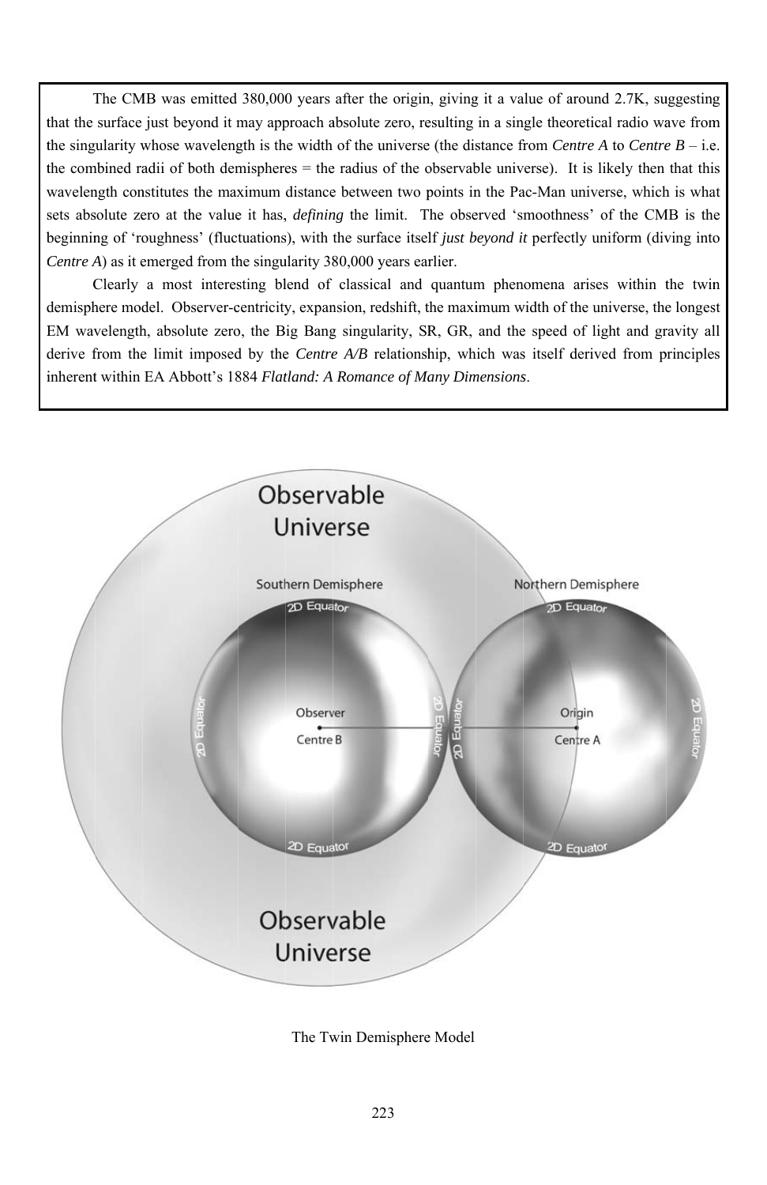The CMB was emitted 380,000 years after the origin, giving it a value of around 2.7K, suggesting that the surface just beyond it may approach absolute zero, resulting in a single theoretical radio wave from the singularity whose wavelength is the width of the universe (the distance from *Centre A* to *Centre B* – i.e. the combined radii of both demispheres = the radius of the observable universe). It is likely then that this wavelength constitutes the maximum distance between two points in the Pac-Man universe, which is what sets absolute zero at the value it has, ***defining*** the limit. The observed 'smoothness' of the CMB is the beginning of 'roughness' (fluctuations), with the surface itself *just beyond it* perfectly uniform (diving into *Centre A*) as it emerged from the singularity 380,000 years earlier.

Clearly a most interesting blend of classical and quantum phenomena arises within the twin demisphere model. Observer-centricity, expansion, redshift, the maximum width of the universe, the longest EM wavelength, absolute zero, the Big Bang singularity, SR, GR, and the speed of light and gravity all derive from the limit imposed by the *Centre A/B* relationship, which was itself derived from principles inherent within EA Abbott's 1884 *Flatland: A Romance of Many Dimensions*.

Observable Universe

Southern Demisphere

Northern Demisphere

2D Equator

Observer

Centre B

Origin

Centre A

Observable Universe

The Twin Demisphere Model